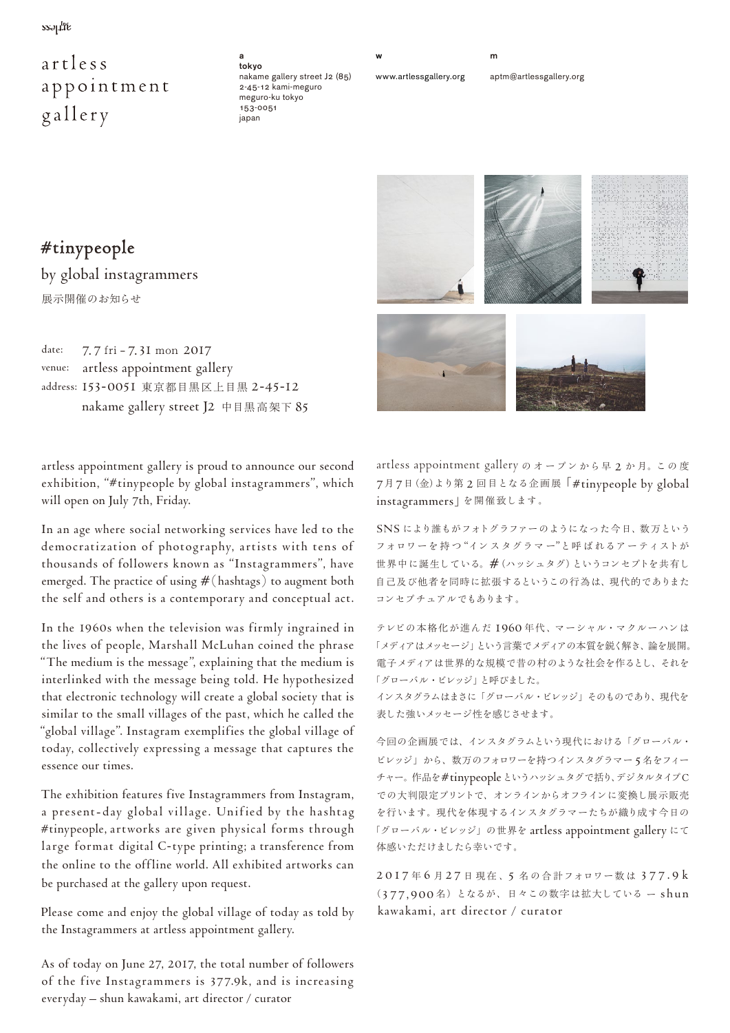artless appointment gallery

**a**
**tokyo**
nakame gallery street J2 (85)
2-45-12 kami-meguro
meguro-ku tokyo
153-0051
japan

**w**
www.artlessgallery.org

**m**
aptm@artlessgallery.org

# #tinypeople

## by global instagrammers

展示開催のお知らせ

date: 7.7 fri - 7.31 mon 2017
venue: artless appointment gallery
address: 153-0051 東京都目黒区上目黒 2-45-12
nakame gallery street J2 中目黒高架下 85

artless appointment gallery is proud to announce our second exhibition, "#tinypeople by global instagrammers", which will open on July 7th, Friday.

In an age where social networking services have led to the democratization of photography, artists with tens of thousands of followers known as "Instagrammers", have emerged. The practice of using #(hashtags) to augment both the self and others is a contemporary and conceptual act.

In the 1960s when the television was firmly ingrained in the lives of people, Marshall McLuhan coined the phrase "The medium is the message", explaining that the medium is interlinked with the message being told. He hypothesized that electronic technology will create a global society that is similar to the small villages of the past, which he called the "global village". Instagram exemplifies the global village of today, collectively expressing a message that captures the essence our times.

The exhibition features five Instagrammers from Instagram, a present-day global village. Unified by the hashtag #tinypeople, artworks are given physical forms through large format digital C-type printing; a transference from the online to the offline world. All exhibited artworks can be purchased at the gallery upon request.

Please come and enjoy the global village of today as told by the Instagrammers at artless appointment gallery.

As of today on June 27, 2017, the total number of followers of the five Instagrammers is 377.9k, and is increasing everyday — shun kawakami, art director / curator

artless appointment gallery のオープンから早2か月。この度7月7日(金)より第2回目となる企画展「#tinypeople by global instagrammers」を開催致します。

SNSにより誰もがフォトグラファーのようになった今日、数万というフォロワーを持つ"インスタグラマー"と呼ばれるアーティストが世界中に誕生している。#(ハッシュタグ)というコンセプトを共有し自己及び他者を同時に拡張するというこの行為は、現代的でありまたコンセプチュアルでもあります。

テレビの本格化が進んだ1960年代、マーシャル・マクルーハンは「メディアはメッセージ」という言葉でメディアの本質を鋭く解き、論を展開。電子メディアは世界的な規模で昔の村のような社会を作るとし、それを「グローバル・ビレッジ」と呼びました。
インスタグラムはまさに「グローバル・ビレッジ」そのものであり、現代を表した強いメッセージ性を感じさせます。

今回の企画展では、インスタグラムという現代における「グローバル・ビレッジ」から、数万のフォロワーを持つインスタグラマー5名をフィーチャー。作品を#tinypeopleというハッシュタグで括り、デジタルタイプCでの大判限定プリントで、オンラインからオフラインに変換し展示販売を行います。現代を体現するインスタグラマーたちが織り成す今日の「グローバル・ビレッジ」の世界を artless appointment gallery にて体感いただけましたら幸いです。

2017年6月27日現在、5名の合計フォロワー数は377.9k（377,900名）となるが、日々この数字は拡大している — shun kawakami, art director / curator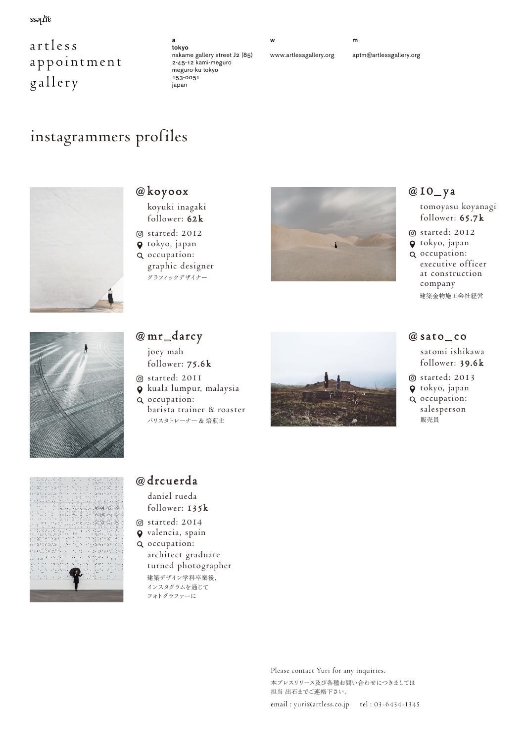artless
appointment
gallery

**a**
**tokyo**
nakame gallery street J2 (85)
2-45-12 kami-meguro
meguro-ku tokyo
153-0051
japan

**w**
www.artlessgallery.org

**m**
aptm@artlessgallery.org

# instagrammers profiles

## @koyoox

koyuki inagaki
follower: **62k**

- started: 2012
- tokyo, japan
- occupation:
  graphic designer
  グラフィックデザイナー

## @10_ya

tomoyasu koyanagi
follower: **65.7k**

- started: 2012
- tokyo, japan
- occupation:
  executive officer at construction company
  建築金物施工会社経営

## @mr_darcy

joey mah
follower: **75.6k**

- started: 2011
- kuala lumpur, malaysia
- occupation:
  barista trainer & roaster
  バリスタトレーナー & 焙煎士

## @sato_co

satomi ishikawa
follower: **39.6k**

- started: 2013
- tokyo, japan
- occupation:
  salesperson
  販売員

## @drcuerda

daniel rueda
follower: **135k**

- started: 2014
- valencia, spain
- occupation:
  architect graduate turned photographer
  建築デザイン学科卒業後、
  インスタグラムを通じて
  フォトグラファーに

Please contact Yuri for any inquiries.
本プレスリリース及び各種お問い合わせにつきましては
担当 出石までご連絡下さい。

email : yuri@artless.co.jp　　tel : 03-6434-1345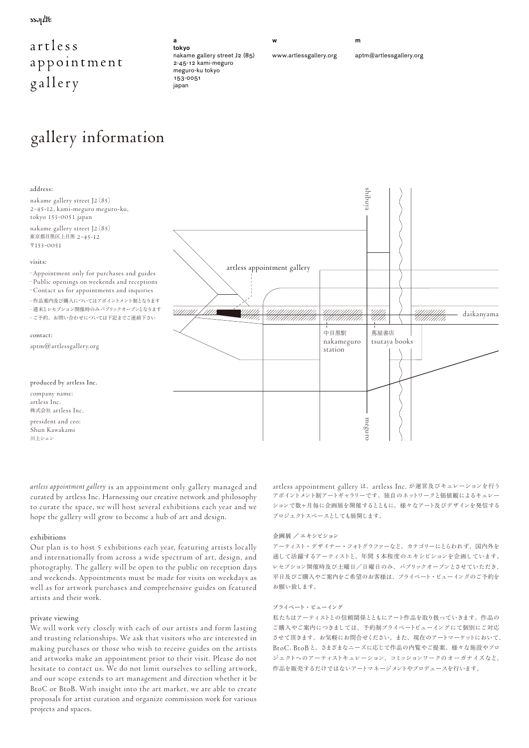# artless appointment gallery

**a**
**tokyo**
nakame gallery street J2 (85)
2-45-12 kami-meguro
meguro-ku tokyo
153-0051
japan

**w**
www.artlessgallery.org

**m**
aptm@artlessgallery.org

## gallery information

address:

nakame gallery street J2 (85)
2-45-12, kami-meguro meguro-ku,
tokyo 153-0051 japan

nakame gallery street J2 (85)
東京都目黒区上目黒 2-45-12
〒153-0051

visits:

- Appointment only for purchases and guides
- Public openings on weekends and receptions
- Contact us for appointments and inquiries
- 作品案内及び購入についてはアポイントメント制となります
- 週末とレセプション開催時のみパブリックオープンとなります
- ご予約、お問い合わせについては下記までご連絡下さい

contact:

aptm@artlessgallery.org

produced by artless Inc.

company name:
artless Inc.
株式会社 artless Inc.

president and ceo:
Shun Kawakami
川上シュン

shibuya
artless appointment gallery
daikanyama
中目黒駅
nakameguro
station
蔦屋書店
tsutaya books
meguro

*artless appointment gallery* is an appointment only gallery managed and curated by artless Inc. Harnessing our creative network and philosophy to curate the space, we will host several exhibitions each year and we hope the gallery will grow to become a hub of art and design.

### exhibitions

Our plan is to host 5 exhibitions each year, featuring artists locally and internationally from across a wide spectrum of art, design, and photography. The gallery will be open to the public on reception days and weekends. Appointments must be made for visits on weekdays as well as for artwork purchases and comprehensive guides on featured artists and their work.

### private viewing

We will work very closely with each of our artists and form lasting and trusting relationships. We ask that visitors who are interested in making purchases or those who wish to receive guides on the artists and artworks make an appointment prior to their visit. Please do not hesitate to contact us. We do not limit ourselves to selling artwork, and our scope extends to art management and direction whether it be BtoC or BtoB. With insight into the art market, we are able to create proposals for artist curation and organize commission work for various projects and spaces.

artless appointment gallery は、artless Inc. が運営及びキュレーションを行うアポイントメント制アートギャラリーです。独自のネットワークと価値観によるキュレーションで数ヶ月毎に企画展を開催するとともに、様々なアート及びデザインを発信するプロジェクトスペースとしても展開します。

### 企画展 ／ エキシビション

アーティスト・デザイナー・フォトグラファーなど、カテゴリーにとらわれず、国内外を通して活躍するアーティストと、年間 5 本程度のエキシビションを企画しています。レセプション開催時及び土曜日／日曜日のみ、パブリックオープンとさせていただき、平日及びご購入やご案内をご希望のお客様は、プライベート・ビューイングのご予約をお願い致します。

### プライベート・ビューイング

私たちはアーティストとの信頼関係とともにアート作品を取り扱っていきます。作品のご購入やご案内につきましては、予約制プライベートビューイングにて個別にご対応させて頂きます。お気軽にお問合せください。また、現在のアートマーケットにおいて、BtoC、BtoB と、さまざまなニーズに応じて作品の内覧やご提案、様々な施設やプロジェクトへのアーティストキュレーション、コミッションワークのオーガナイズなど、作品を販売するだけではないアートマネージメントやプロデュースを行います。